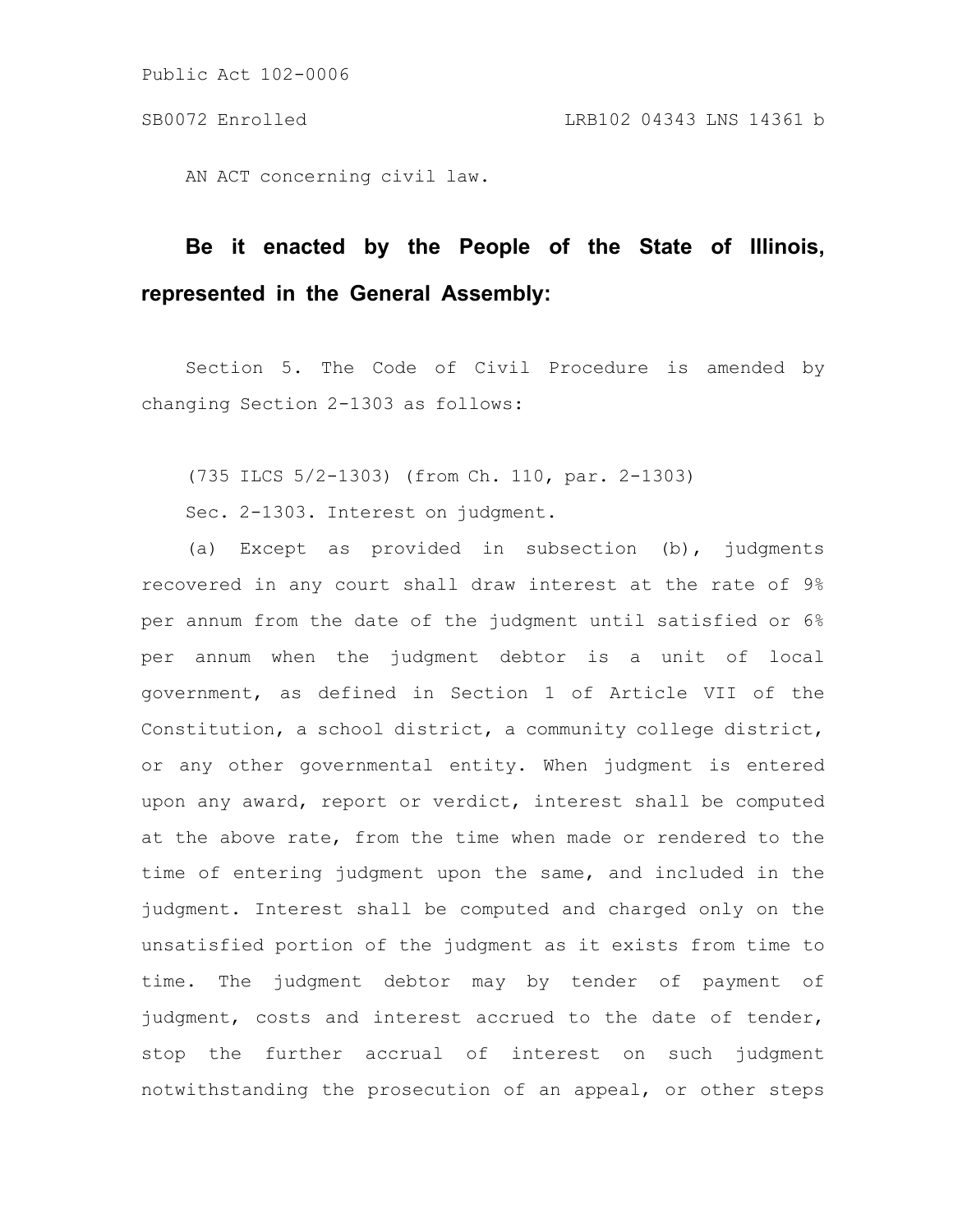Public Act 102-0006

SB0072 Enrolled LRB102 04343 LNS 14361 b

AN ACT concerning civil law.

**Be it enacted by the People of the State of Illinois, represented in the General Assembly:**

Section 5. The Code of Civil Procedure is amended by changing Section 2-1303 as follows:

(735 ILCS 5/2-1303) (from Ch. 110, par. 2-1303)

Sec. 2-1303. Interest on judgment.

(a) Except as provided in subsection (b), judgments recovered in any court shall draw interest at the rate of 9% per annum from the date of the judgment until satisfied or 6% per annum when the judgment debtor is a unit of local government, as defined in Section 1 of Article VII of the Constitution, a school district, a community college district, or any other governmental entity. When judgment is entered upon any award, report or verdict, interest shall be computed at the above rate, from the time when made or rendered to the time of entering judgment upon the same, and included in the judgment. Interest shall be computed and charged only on the unsatisfied portion of the judgment as it exists from time to time. The judgment debtor may by tender of payment of judgment, costs and interest accrued to the date of tender, stop the further accrual of interest on such judgment notwithstanding the prosecution of an appeal, or other steps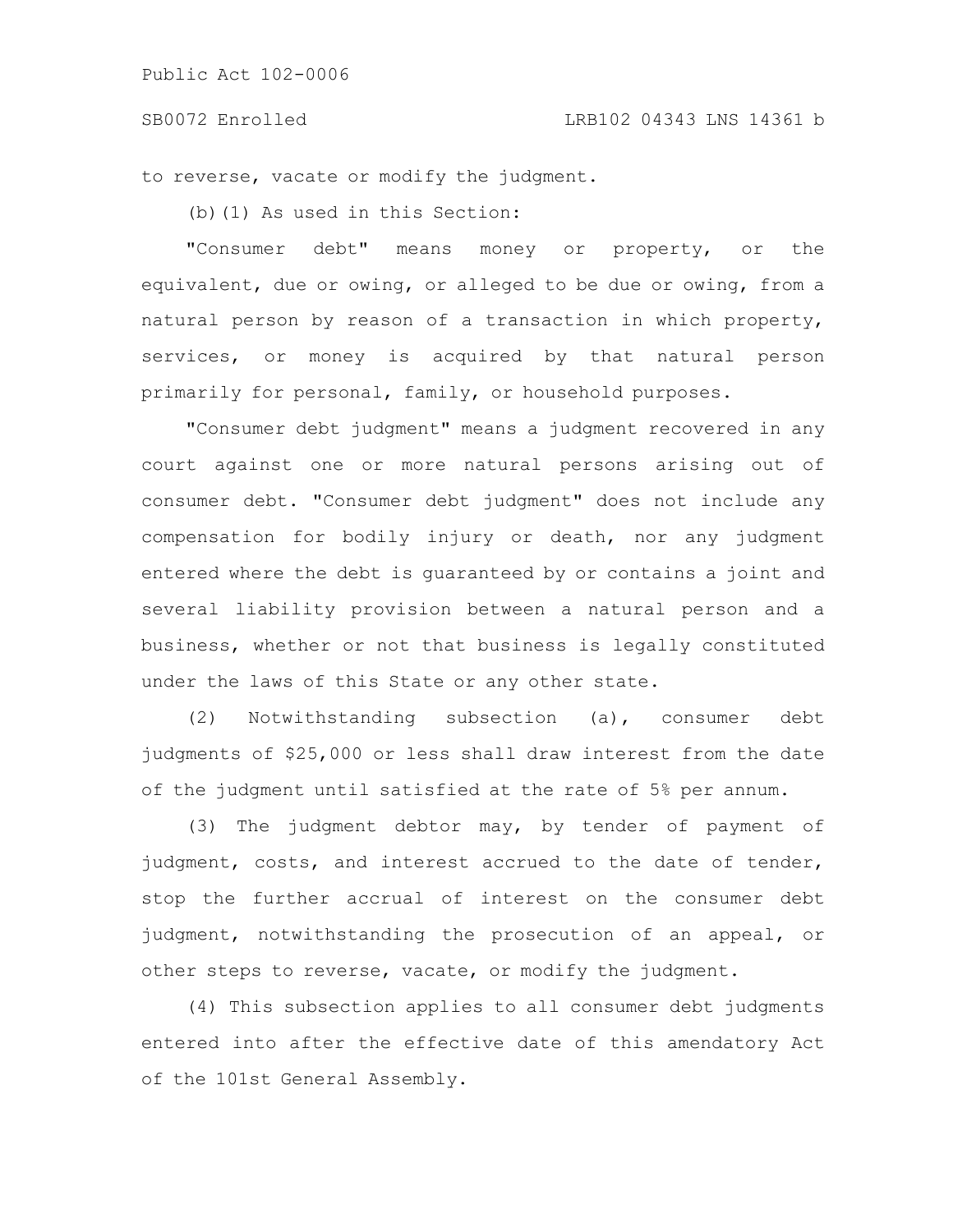to reverse, vacate or modify the judgment.

(b)(1) As used in this Section:

"Consumer debt" means money or property, or the equivalent, due or owing, or alleged to be due or owing, from a natural person by reason of a transaction in which property, services, or money is acquired by that natural person primarily for personal, family, or household purposes.

"Consumer debt judgment" means a judgment recovered in any court against one or more natural persons arising out of consumer debt. "Consumer debt judgment" does not include any compensation for bodily injury or death, nor any judgment entered where the debt is guaranteed by or contains a joint and several liability provision between a natural person and a business, whether or not that business is legally constituted under the laws of this State or any other state.

(2) Notwithstanding subsection (a), consumer debt judgments of $25,000 or less shall draw interest from the date of the judgment until satisfied at the rate of 5% per annum.

(3) The judgment debtor may, by tender of payment of judgment, costs, and interest accrued to the date of tender, stop the further accrual of interest on the consumer debt judgment, notwithstanding the prosecution of an appeal, or other steps to reverse, vacate, or modify the judgment.

(4) This subsection applies to all consumer debt judgments entered into after the effective date of this amendatory Act of the 101st General Assembly.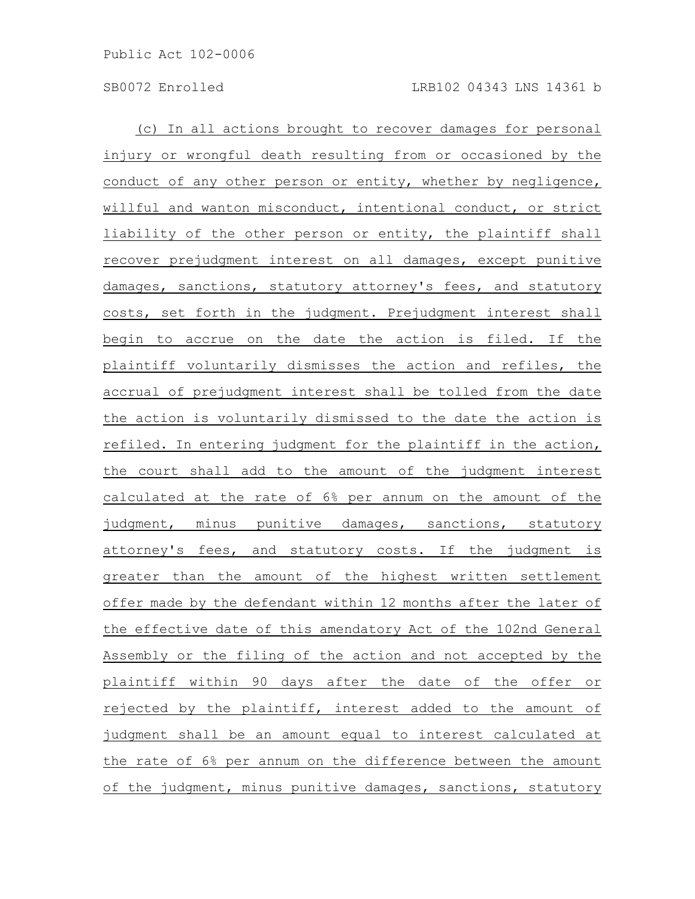(c) In all actions brought to recover damages for personal injury or wrongful death resulting from or occasioned by the conduct of any other person or entity, whether by negligence, willful and wanton misconduct, intentional conduct, or strict liability of the other person or entity, the plaintiff shall recover prejudgment interest on all damages, except punitive damages, sanctions, statutory attorney's fees, and statutory costs, set forth in the judgment. Prejudgment interest shall begin to accrue on the date the action is filed. If the plaintiff voluntarily dismisses the action and refiles, the accrual of prejudgment interest shall be tolled from the date the action is voluntarily dismissed to the date the action is refiled. In entering judgment for the plaintiff in the action, the court shall add to the amount of the judgment interest calculated at the rate of 6% per annum on the amount of the judgment, minus punitive damages, sanctions, statutory attorney's fees, and statutory costs. If the judgment is greater than the amount of the highest written settlement offer made by the defendant within 12 months after the later of the effective date of this amendatory Act of the 102nd General Assembly or the filing of the action and not accepted by the plaintiff within 90 days after the date of the offer or rejected by the plaintiff, interest added to the amount of judgment shall be an amount equal to interest calculated at the rate of 6% per annum on the difference between the amount of the judgment, minus punitive damages, sanctions, statutory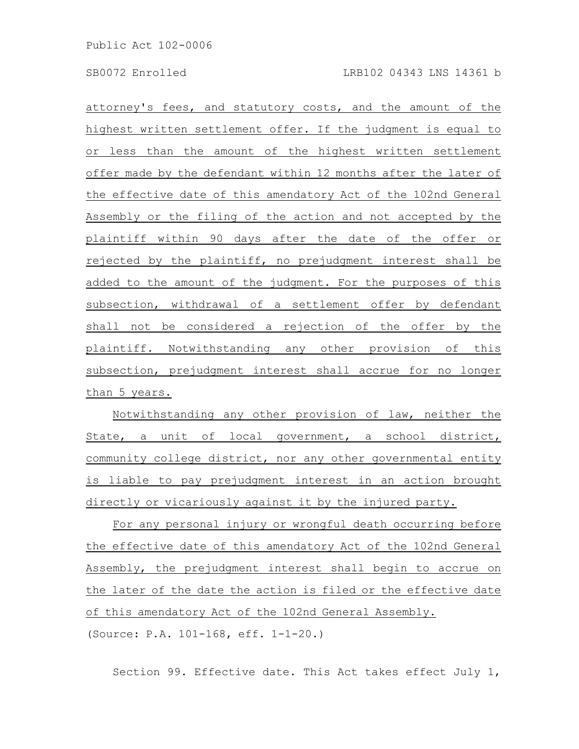attorney's fees, and statutory costs, and the amount of the highest written settlement offer. If the judgment is equal to or less than the amount of the highest written settlement offer made by the defendant within 12 months after the later of the effective date of this amendatory Act of the 102nd General Assembly or the filing of the action and not accepted by the plaintiff within 90 days after the date of the offer or rejected by the plaintiff, no prejudgment interest shall be added to the amount of the judgment. For the purposes of this subsection, withdrawal of a settlement offer by defendant shall not be considered a rejection of the offer by the plaintiff. Notwithstanding any other provision of this subsection, prejudgment interest shall accrue for no longer than 5 years.

Notwithstanding any other provision of law, neither the State, a unit of local government, a school district, community college district, nor any other governmental entity is liable to pay prejudgment interest in an action brought directly or vicariously against it by the injured party.

For any personal injury or wrongful death occurring before the effective date of this amendatory Act of the 102nd General Assembly, the prejudgment interest shall begin to accrue on the later of the date the action is filed or the effective date of this amendatory Act of the 102nd General Assembly.

(Source: P.A. 101-168, eff. 1-1-20.)

Section 99. Effective date. This Act takes effect July 1,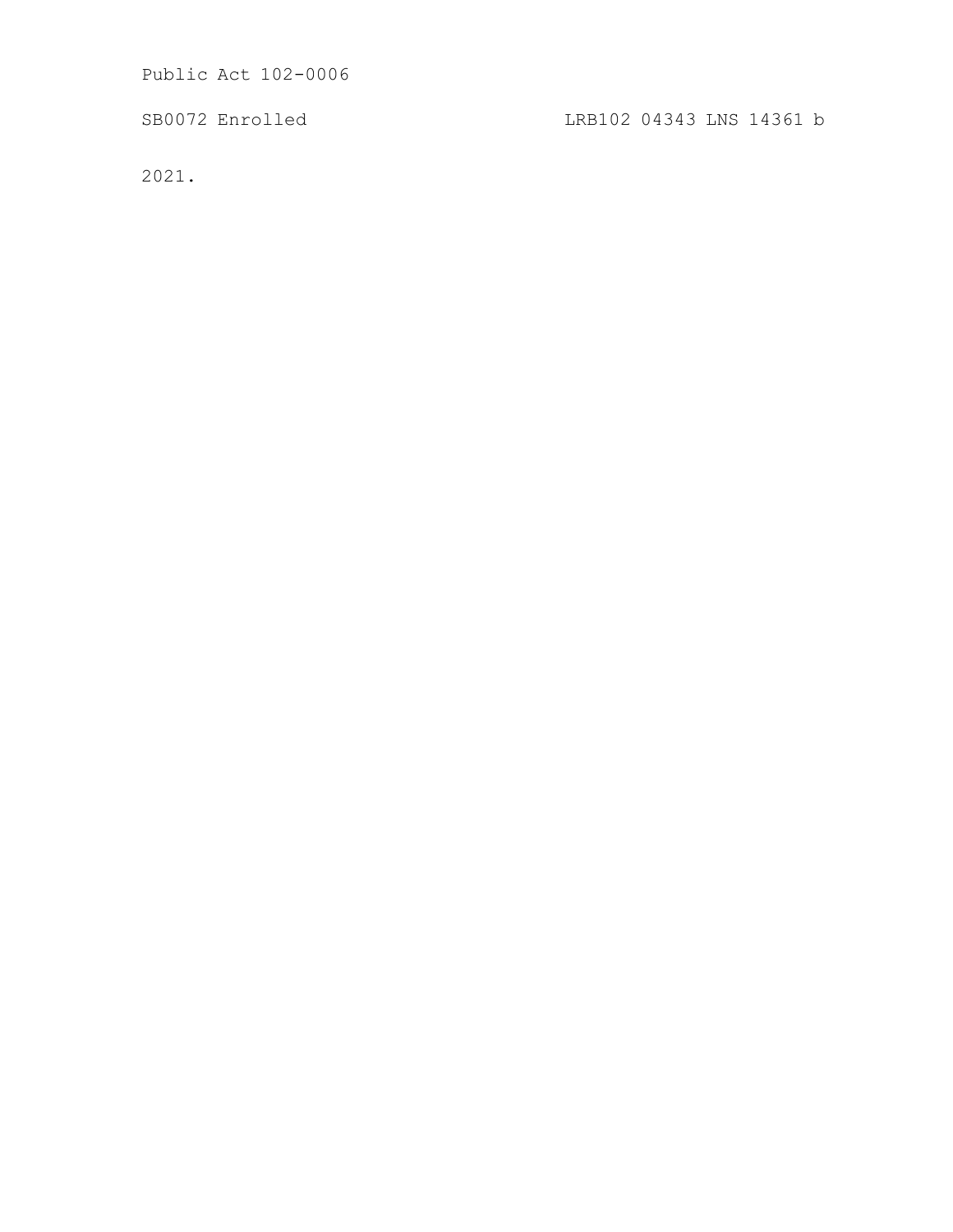2021.